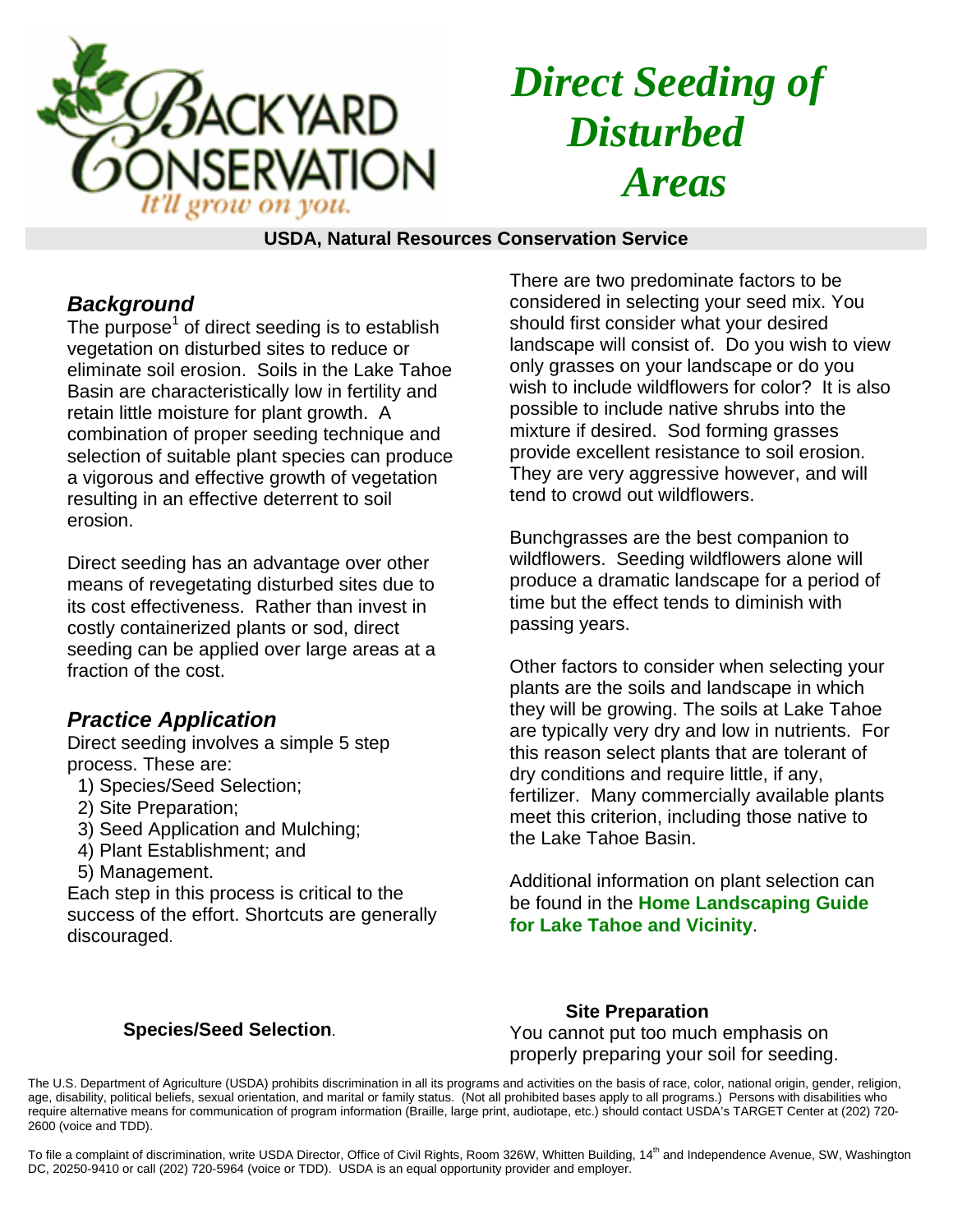# Direct Seeding of Disturbed Areas

**USDA, Natural Resources Conservation Service**

## *Background*

The purpose[1] of direct seeding is to establish vegetation on disturbed sites to reduce or eliminate soil erosion. Soils in the Lake Tahoe Basin are characteristically low in fertility and retain little moisture for plant growth. A combination of proper seeding technique and selection of suitable plant species can produce a vigorous and effective growth of vegetation resulting in an effective deterrent to soil erosion.

Direct seeding has an advantage over other means of revegetating disturbed sites due to its cost effectiveness. Rather than invest in costly containerized plants or sod, direct seeding can be applied over large areas at a fraction of the cost.

## *Practice Application*

Direct seeding involves a simple 5 step process. These are:

1) Species/Seed Selection;
2) Site Preparation;
3) Seed Application and Mulching;
4) Plant Establishment; and
5) Management.

Each step in this process is critical to the success of the effort. Shortcuts are generally discouraged.

### Species/Seed Selection.

There are two predominate factors to be considered in selecting your seed mix. You should first consider what your desired landscape will consist of. Do you wish to view only grasses on your landscape or do you wish to include wildflowers for color? It is also possible to include native shrubs into the mixture if desired. Sod forming grasses provide excellent resistance to soil erosion. They are very aggressive however, and will tend to crowd out wildflowers.

Bunchgrasses are the best companion to wildflowers. Seeding wildflowers alone will produce a dramatic landscape for a period of time but the effect tends to diminish with passing years.

Other factors to consider when selecting your plants are the soils and landscape in which they will be growing. The soils at Lake Tahoe are typically very dry and low in nutrients. For this reason select plants that are tolerant of dry conditions and require little, if any, fertilizer. Many commercially available plants meet this criterion, including those native to the Lake Tahoe Basin.

Additional information on plant selection can be found in the **Home Landscaping Guide for Lake Tahoe and Vicinity**.

### Site Preparation

You cannot put too much emphasis on properly preparing your soil for seeding.

The U.S. Department of Agriculture (USDA) prohibits discrimination in all its programs and activities on the basis of race, color, national origin, gender, religion, age, disability, political beliefs, sexual orientation, and marital or family status. (Not all prohibited bases apply to all programs.) Persons with disabilities who require alternative means for communication of program information (Braille, large print, audiotape, etc.) should contact USDA's TARGET Center at (202) 720-2600 (voice and TDD).

To file a complaint of discrimination, write USDA Director, Office of Civil Rights, Room 326W, Whitten Building, 14th and Independence Avenue, SW, Washington DC, 20250-9410 or call (202) 720-5964 (voice or TDD). USDA is an equal opportunity provider and employer.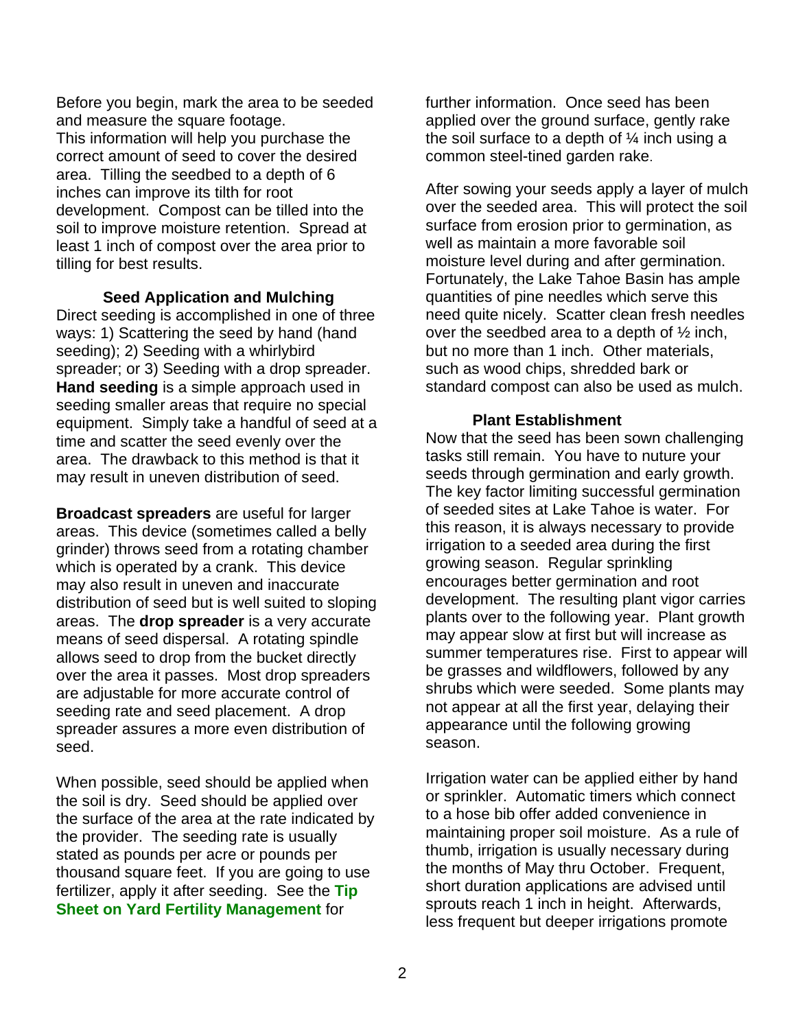Before you begin, mark the area to be seeded and measure the square footage. This information will help you purchase the correct amount of seed to cover the desired area. Tilling the seedbed to a depth of 6 inches can improve its tilth for root development. Compost can be tilled into the soil to improve moisture retention. Spread at least 1 inch of compost over the area prior to tilling for best results.

### Seed Application and Mulching

Direct seeding is accomplished in one of three ways: 1) Scattering the seed by hand (hand seeding); 2) Seeding with a whirlybird spreader; or 3) Seeding with a drop spreader. **Hand seeding** is a simple approach used in seeding smaller areas that require no special equipment. Simply take a handful of seed at a time and scatter the seed evenly over the area. The drawback to this method is that it may result in uneven distribution of seed.

**Broadcast spreaders** are useful for larger areas. This device (sometimes called a belly grinder) throws seed from a rotating chamber which is operated by a crank. This device may also result in uneven and inaccurate distribution of seed but is well suited to sloping areas. The **drop spreader** is a very accurate means of seed dispersal. A rotating spindle allows seed to drop from the bucket directly over the area it passes. Most drop spreaders are adjustable for more accurate control of seeding rate and seed placement. A drop spreader assures a more even distribution of seed.

When possible, seed should be applied when the soil is dry. Seed should be applied over the surface of the area at the rate indicated by the provider. The seeding rate is usually stated as pounds per acre or pounds per thousand square feet. If you are going to use fertilizer, apply it after seeding. See the **Tip Sheet on Yard Fertility Management** for further information. Once seed has been applied over the ground surface, gently rake the soil surface to a depth of ¼ inch using a common steel-tined garden rake.

After sowing your seeds apply a layer of mulch over the seeded area. This will protect the soil surface from erosion prior to germination, as well as maintain a more favorable soil moisture level during and after germination. Fortunately, the Lake Tahoe Basin has ample quantities of pine needles which serve this need quite nicely. Scatter clean fresh needles over the seedbed area to a depth of ½ inch, but no more than 1 inch. Other materials, such as wood chips, shredded bark or standard compost can also be used as mulch.

### Plant Establishment

Now that the seed has been sown challenging tasks still remain. You have to nuture your seeds through germination and early growth. The key factor limiting successful germination of seeded sites at Lake Tahoe is water. For this reason, it is always necessary to provide irrigation to a seeded area during the first growing season. Regular sprinkling encourages better germination and root development. The resulting plant vigor carries plants over to the following year. Plant growth may appear slow at first but will increase as summer temperatures rise. First to appear will be grasses and wildflowers, followed by any shrubs which were seeded. Some plants may not appear at all the first year, delaying their appearance until the following growing season.

Irrigation water can be applied either by hand or sprinkler. Automatic timers which connect to a hose bib offer added convenience in maintaining proper soil moisture. As a rule of thumb, irrigation is usually necessary during the months of May thru October. Frequent, short duration applications are advised until sprouts reach 1 inch in height. Afterwards, less frequent but deeper irrigations promote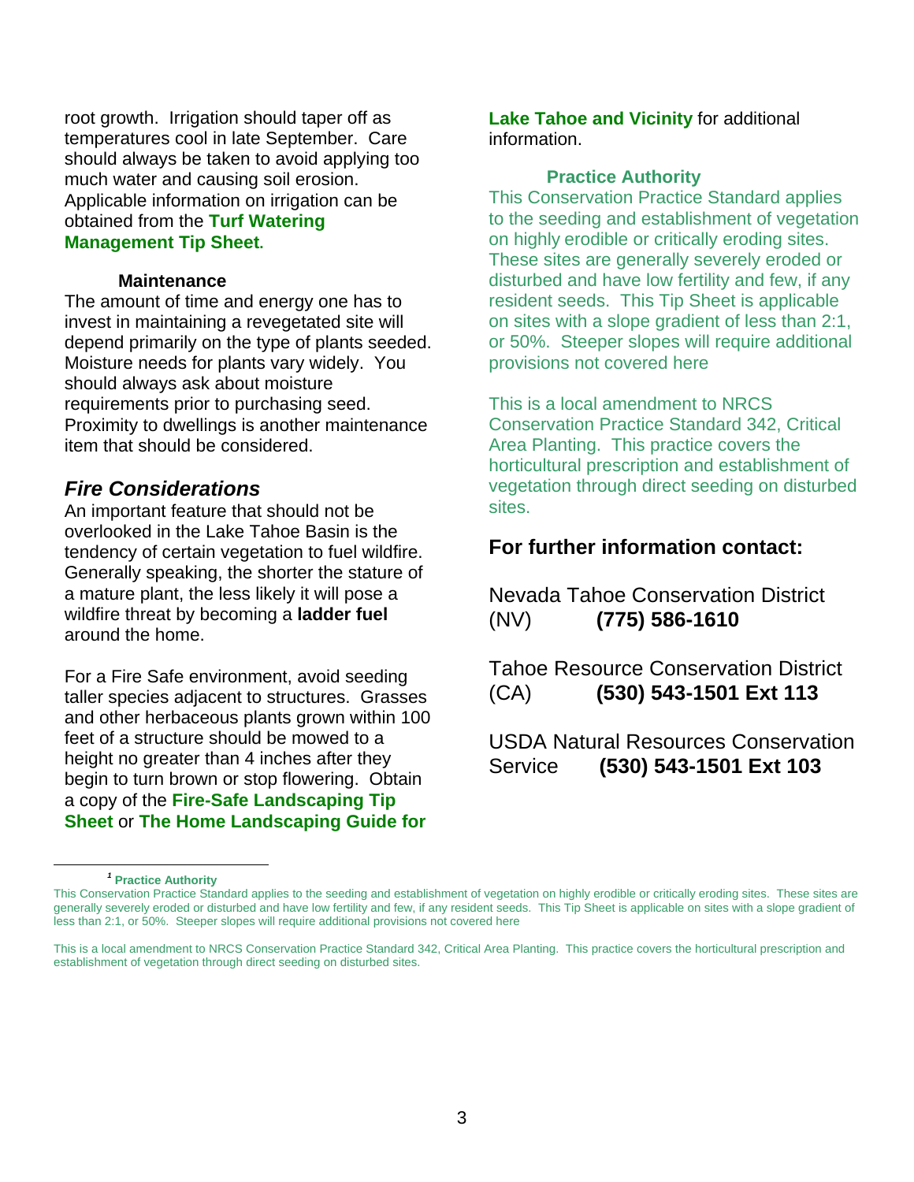root growth. Irrigation should taper off as temperatures cool in late September. Care should always be taken to avoid applying too much water and causing soil erosion. Applicable information on irrigation can be obtained from the **Turf Watering Management Tip Sheet.**

### Maintenance

The amount of time and energy one has to invest in maintaining a revegetated site will depend primarily on the type of plants seeded. Moisture needs for plants vary widely. You should always ask about moisture requirements prior to purchasing seed. Proximity to dwellings is another maintenance item that should be considered.

## *Fire Considerations*

An important feature that should not be overlooked in the Lake Tahoe Basin is the tendency of certain vegetation to fuel wildfire. Generally speaking, the shorter the stature of a mature plant, the less likely it will pose a wildfire threat by becoming a **ladder fuel** around the home.

For a Fire Safe environment, avoid seeding taller species adjacent to structures. Grasses and other herbaceous plants grown within 100 feet of a structure should be mowed to a height no greater than 4 inches after they begin to turn brown or stop flowering. Obtain a copy of the **Fire-Safe Landscaping Tip Sheet** or **The Home Landscaping Guide for Lake Tahoe and Vicinity** for additional information.

### Practice Authority

This Conservation Practice Standard applies to the seeding and establishment of vegetation on highly erodible or critically eroding sites. These sites are generally severely eroded or disturbed and have low fertility and few, if any resident seeds. This Tip Sheet is applicable on sites with a slope gradient of less than 2:1, or 50%. Steeper slopes will require additional provisions not covered here

This is a local amendment to NRCS Conservation Practice Standard 342, Critical Area Planting. This practice covers the horticultural prescription and establishment of vegetation through direct seeding on disturbed sites.

## For further information contact:

Nevada Tahoe Conservation District (NV) **(775) 586-1610**

Tahoe Resource Conservation District (CA) **(530) 543-1501 Ext 113**

USDA Natural Resources Conservation Service **(530) 543-1501 Ext 103**

---

[1] **Practice Authority**

This Conservation Practice Standard applies to the seeding and establishment of vegetation on highly erodible or critically eroding sites. These sites are generally severely eroded or disturbed and have low fertility and few, if any resident seeds. This Tip Sheet is applicable on sites with a slope gradient of less than 2:1, or 50%. Steeper slopes will require additional provisions not covered here

This is a local amendment to NRCS Conservation Practice Standard 342, Critical Area Planting. This practice covers the horticultural prescription and establishment of vegetation through direct seeding on disturbed sites.